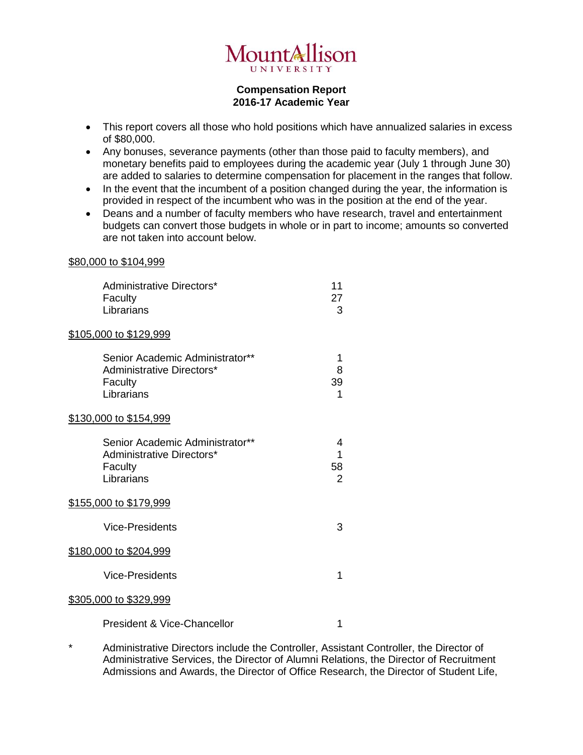Mount Allison UNIVERSITY

**Compensation Report**
**2016-17 Academic Year**

- This report covers all those who hold positions which have annualized salaries in excess of $80,000.
- Any bonuses, severance payments (other than those paid to faculty members), and monetary benefits paid to employees during the academic year (July 1 through June 30) are added to salaries to determine compensation for placement in the ranges that follow.
- In the event that the incumbent of a position changed during the year, the information is provided in respect of the incumbent who was in the position at the end of the year.
- Deans and a number of faculty members who have research, travel and entertainment budgets can convert those budgets in whole or in part to income; amounts so converted are not taken into account below.

<u>$80,000 to $104,999</u>

| | |
|---|---|
| Administrative Directors* | 11 |
| Faculty | 27 |
| Librarians | 3 |

<u>$105,000 to $129,999</u>

| | |
|---|---|
| Senior Academic Administrator** | 1 |
| Administrative Directors* | 8 |
| Faculty | 39 |
| Librarians | 1 |

<u>$130,000 to $154,999</u>

| | |
|---|---|
| Senior Academic Administrator** | 4 |
| Administrative Directors* | 1 |
| Faculty | 58 |
| Librarians | 2 |

<u>$155,000 to $179,999</u>

| | |
|---|---|
| Vice-Presidents | 3 |

<u>$180,000 to $204,999</u>

| | |
|---|---|
| Vice-Presidents | 1 |

<u>$305,000 to $329,999</u>

| | |
|---|---|
| President & Vice-Chancellor | 1 |

\* Administrative Directors include the Controller, Assistant Controller, the Director of Administrative Services, the Director of Alumni Relations, the Director of Recruitment Admissions and Awards, the Director of Office Research, the Director of Student Life,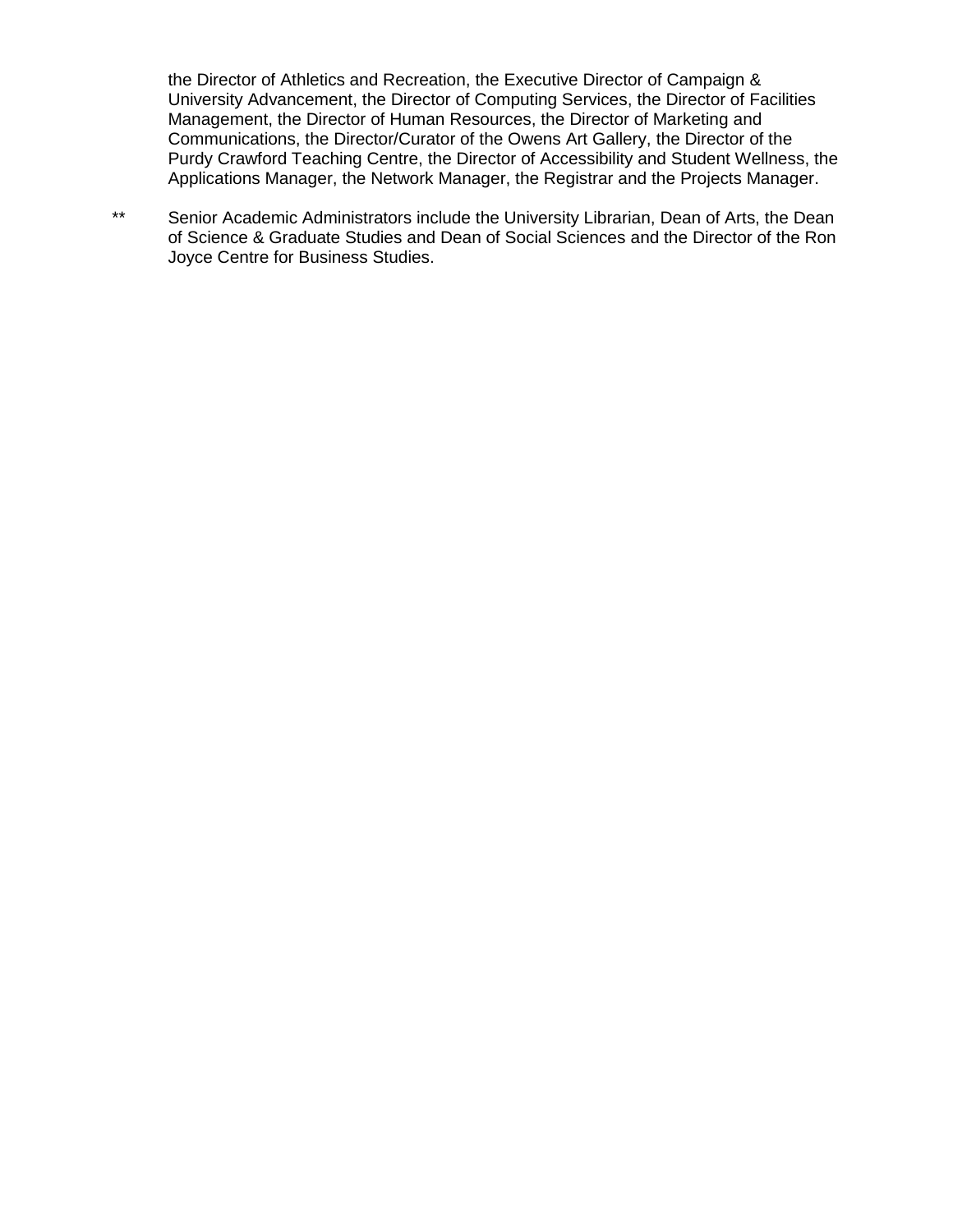the Director of Athletics and Recreation, the Executive Director of Campaign & University Advancement, the Director of Computing Services, the Director of Facilities Management, the Director of Human Resources, the Director of Marketing and Communications, the Director/Curator of the Owens Art Gallery, the Director of the Purdy Crawford Teaching Centre, the Director of Accessibility and Student Wellness, the Applications Manager, the Network Manager, the Registrar and the Projects Manager.

** Senior Academic Administrators include the University Librarian, Dean of Arts, the Dean of Science & Graduate Studies and Dean of Social Sciences and the Director of the Ron Joyce Centre for Business Studies.